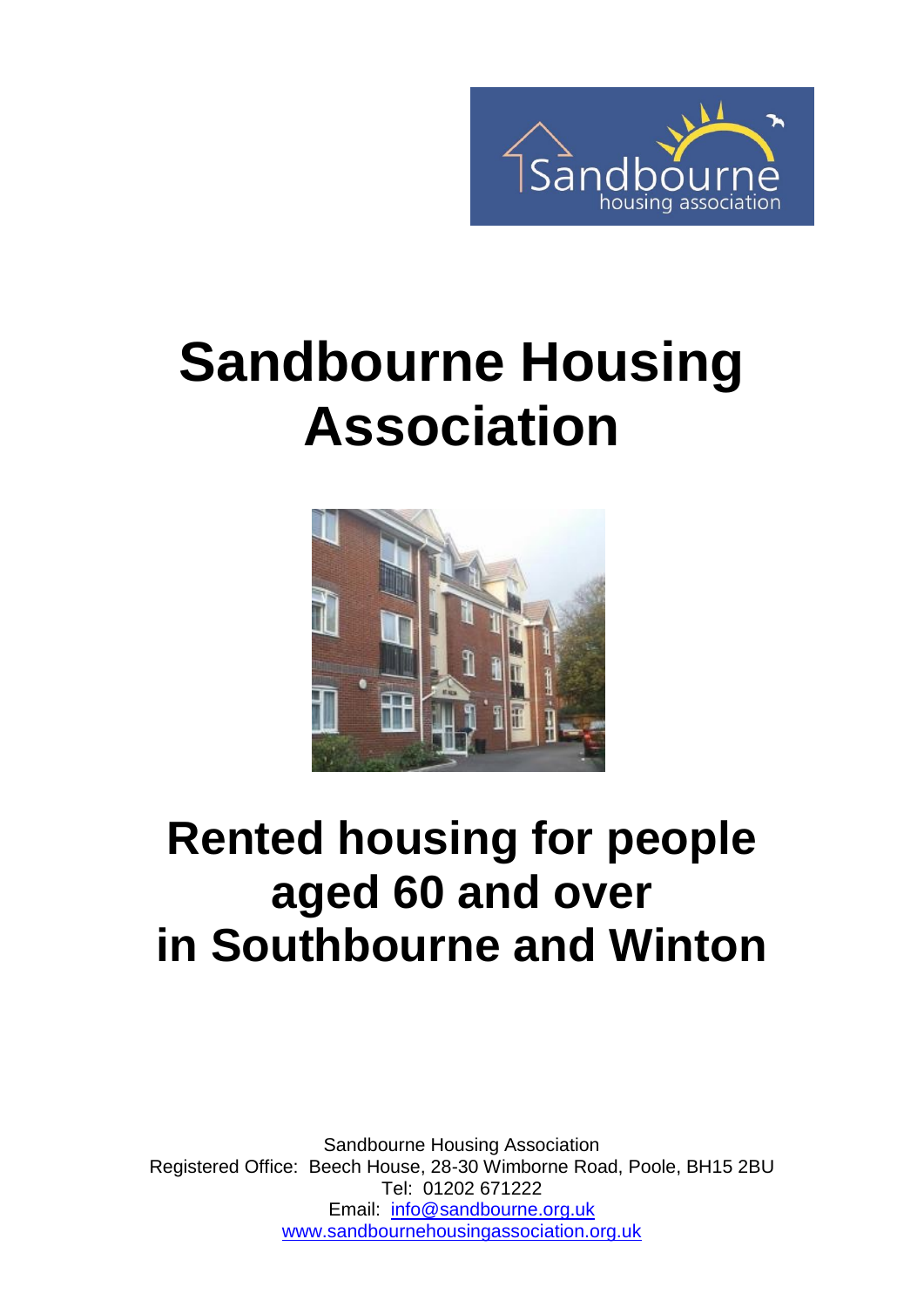# Sandbourne Housing Association

## Rented housing for people aged 60 and over in Southbourne and Winton

Sandbourne Housing Association
Registered Office: Beech House, 28-30 Wimborne Road, Poole, BH15 2BU
Tel: 01202 671222
Email: info@sandbourne.org.uk
www.sandbournehousingassociation.org.uk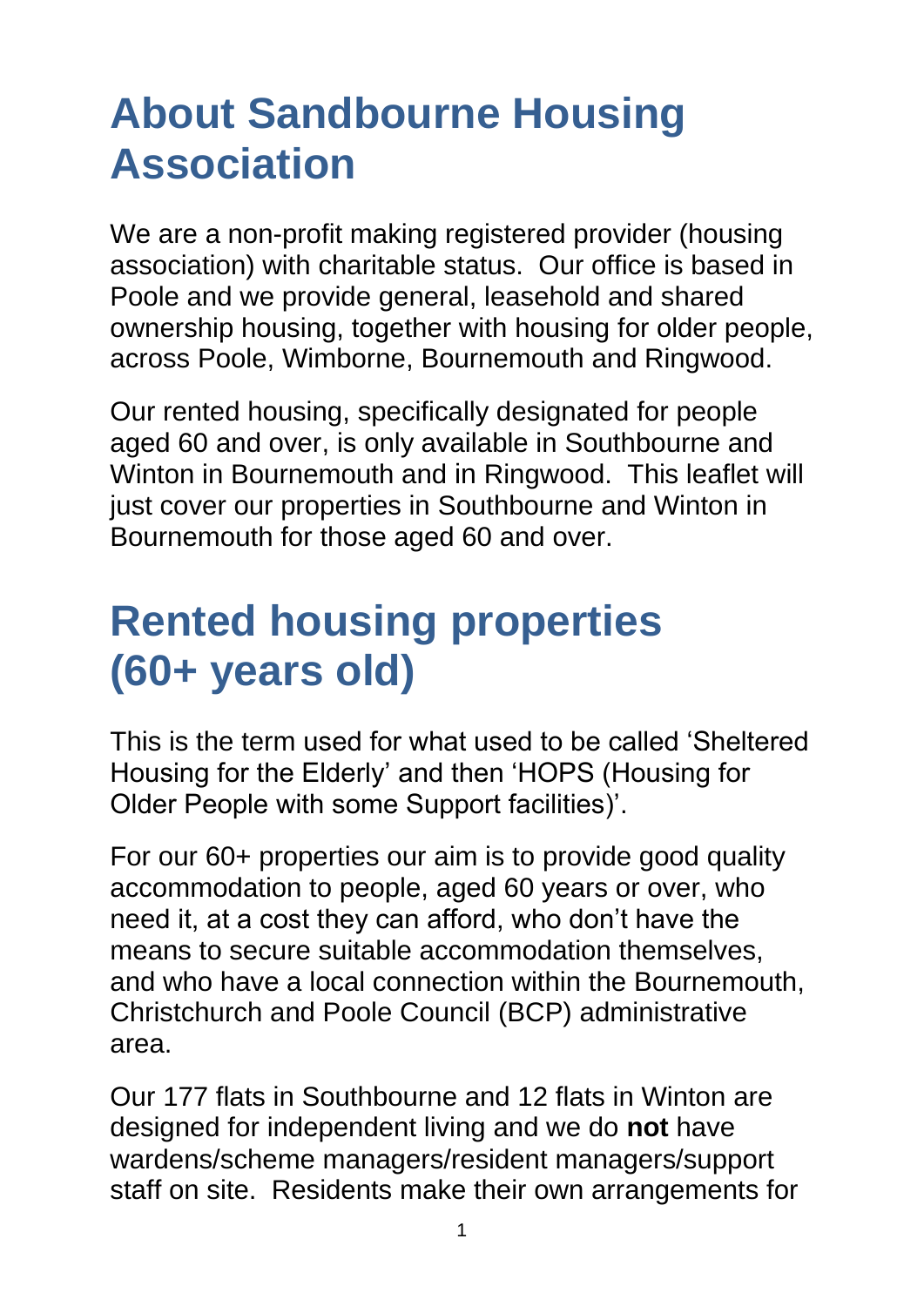# About Sandbourne Housing Association

We are a non-profit making registered provider (housing association) with charitable status. Our office is based in Poole and we provide general, leasehold and shared ownership housing, together with housing for older people, across Poole, Wimborne, Bournemouth and Ringwood.

Our rented housing, specifically designated for people aged 60 and over, is only available in Southbourne and Winton in Bournemouth and in Ringwood. This leaflet will just cover our properties in Southbourne and Winton in Bournemouth for those aged 60 and over.

# Rented housing properties (60+ years old)

This is the term used for what used to be called 'Sheltered Housing for the Elderly' and then 'HOPS (Housing for Older People with some Support facilities)'.

For our 60+ properties our aim is to provide good quality accommodation to people, aged 60 years or over, who need it, at a cost they can afford, who don't have the means to secure suitable accommodation themselves, and who have a local connection within the Bournemouth, Christchurch and Poole Council (BCP) administrative area.

Our 177 flats in Southbourne and 12 flats in Winton are designed for independent living and we do **not** have wardens/scheme managers/resident managers/support staff on site. Residents make their own arrangements for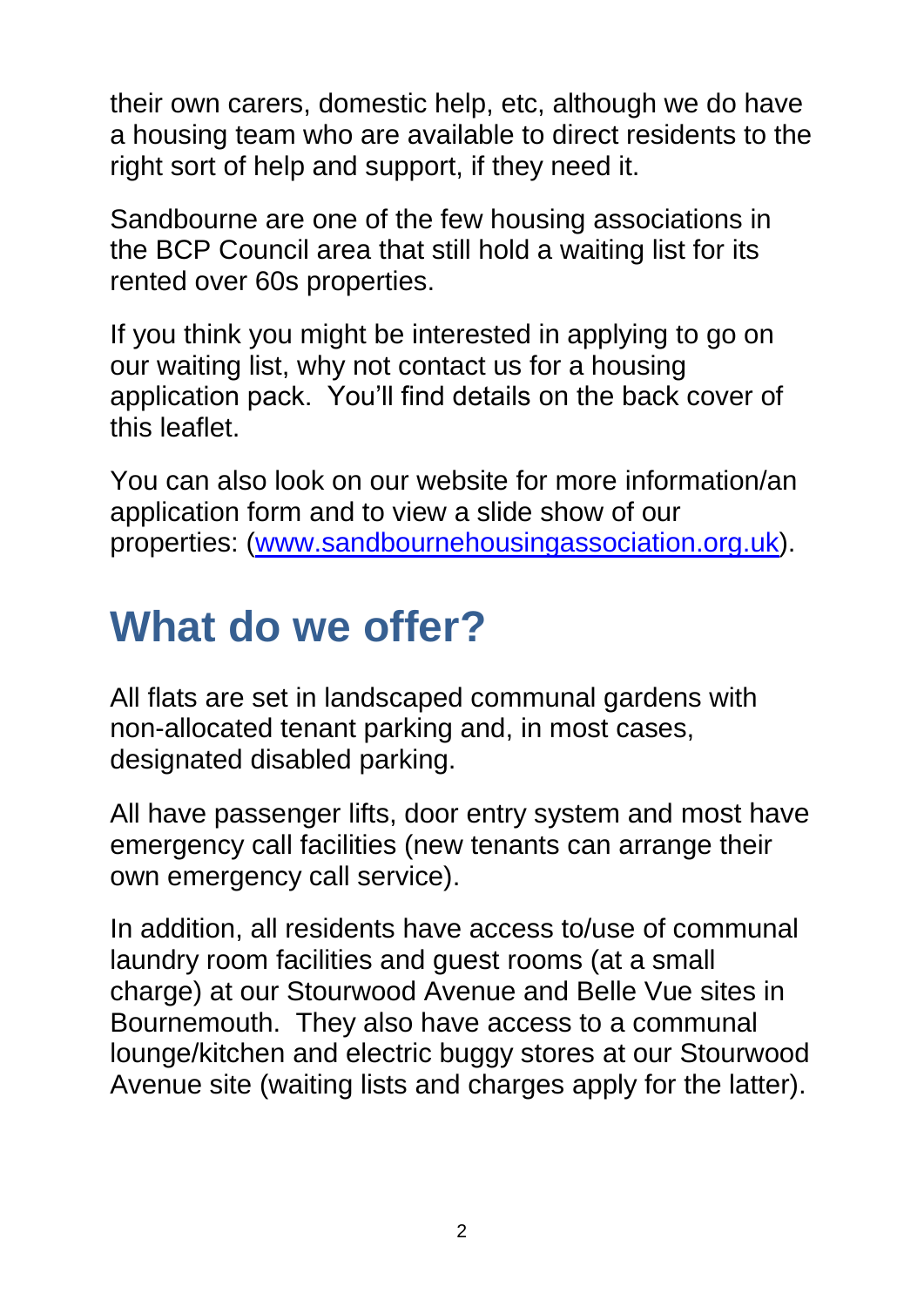their own carers, domestic help, etc, although we do have a housing team who are available to direct residents to the right sort of help and support, if they need it.

Sandbourne are one of the few housing associations in the BCP Council area that still hold a waiting list for its rented over 60s properties.

If you think you might be interested in applying to go on our waiting list, why not contact us for a housing application pack. You'll find details on the back cover of this leaflet.

You can also look on our website for more information/an application form and to view a slide show of our properties: ([www.sandbournehousingassociation.org.uk](http://www.sandbournehousingassociation.org.uk)).

# What do we offer?

All flats are set in landscaped communal gardens with non-allocated tenant parking and, in most cases, designated disabled parking.

All have passenger lifts, door entry system and most have emergency call facilities (new tenants can arrange their own emergency call service).

In addition, all residents have access to/use of communal laundry room facilities and guest rooms (at a small charge) at our Stourwood Avenue and Belle Vue sites in Bournemouth. They also have access to a communal lounge/kitchen and electric buggy stores at our Stourwood Avenue site (waiting lists and charges apply for the latter).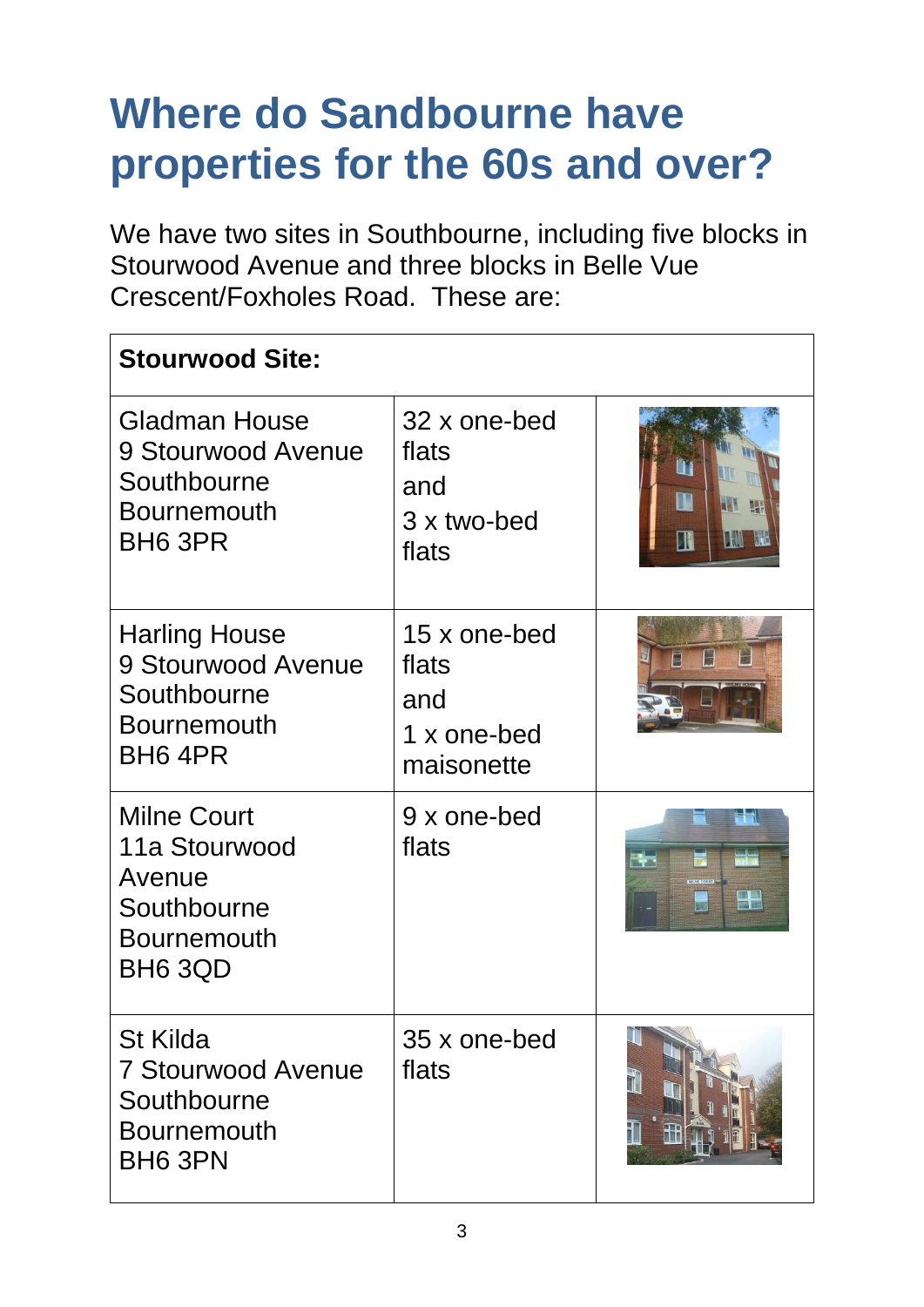# Where do Sandbourne have properties for the 60s and over?

We have two sites in Southbourne, including five blocks in Stourwood Avenue and three blocks in Belle Vue Crescent/Foxholes Road. These are:

| **Stourwood Site:** | | |
|---|---|---|
| Gladman House<br>9 Stourwood Avenue<br>Southbourne<br>Bournemouth<br>BH6 3PR | 32 x one-bed flats<br>and<br>3 x two-bed flats | |
| Harling House<br>9 Stourwood Avenue<br>Southbourne<br>Bournemouth<br>BH6 4PR | 15 x one-bed flats<br>and<br>1 x one-bed maisonette | |
| Milne Court<br>11a Stourwood Avenue<br>Southbourne<br>Bournemouth<br>BH6 3QD | 9 x one-bed flats | |
| St Kilda<br>7 Stourwood Avenue<br>Southbourne<br>Bournemouth<br>BH6 3PN | 35 x one-bed flats | |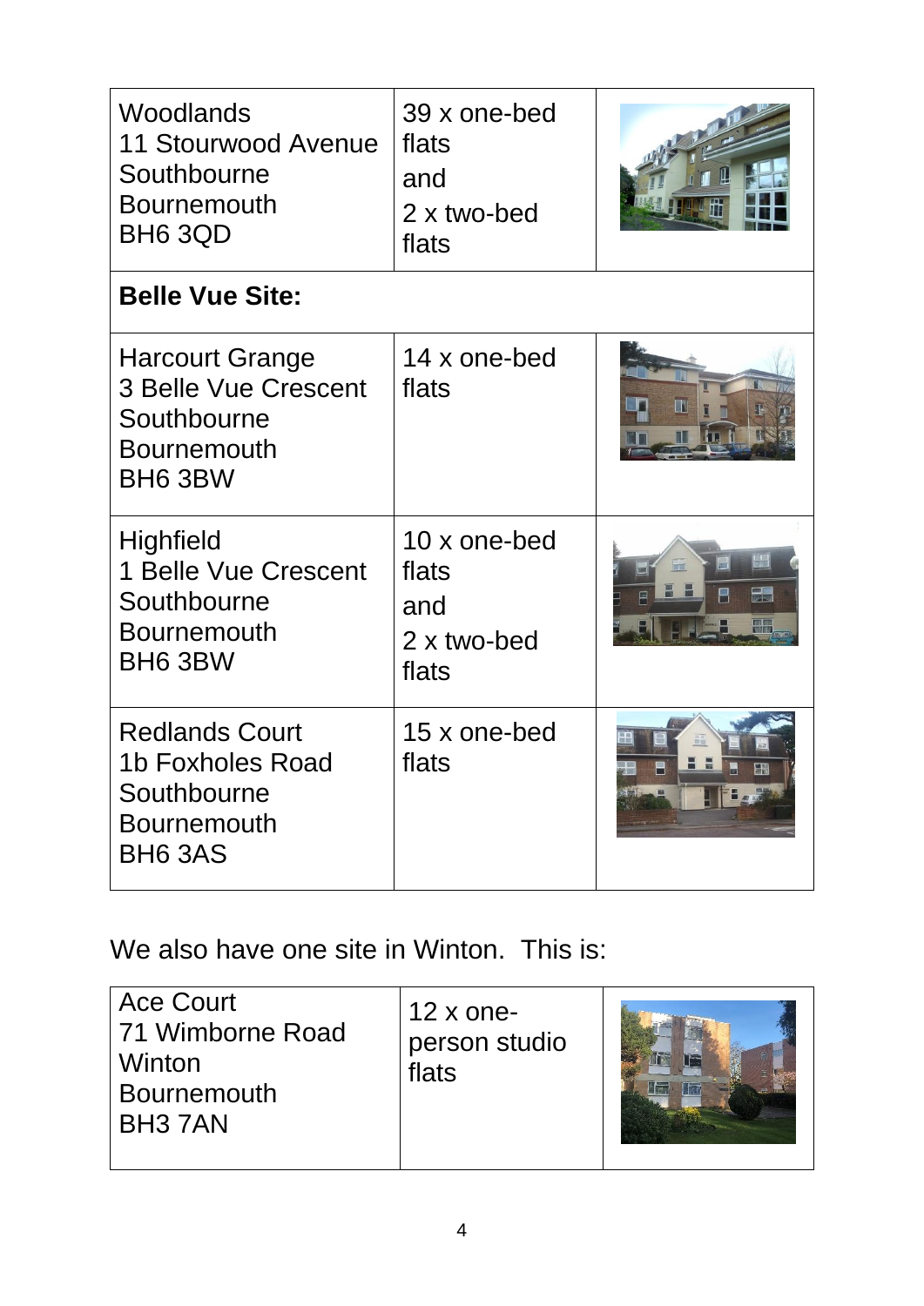| | | |
|---|---|---|
| Woodlands<br>11 Stourwood Avenue<br>Southbourne<br>Bournemouth<br>BH6 3QD | 39 x one-bed flats<br>and<br>2 x two-bed flats | |
| **Belle Vue Site:** | | |
| Harcourt Grange<br>3 Belle Vue Crescent<br>Southbourne<br>Bournemouth<br>BH6 3BW | 14 x one-bed flats | |
| Highfield<br>1 Belle Vue Crescent<br>Southbourne<br>Bournemouth<br>BH6 3BW | 10 x one-bed flats<br>and<br>2 x two-bed flats | |
| Redlands Court<br>1b Foxholes Road<br>Southbourne<br>Bournemouth<br>BH6 3AS | 15 x one-bed flats | |

We also have one site in Winton. This is:

| | | |
|---|---|---|
| Ace Court<br>71 Wimborne Road<br>Winton<br>Bournemouth<br>BH3 7AN | 12 x one-person studio flats | |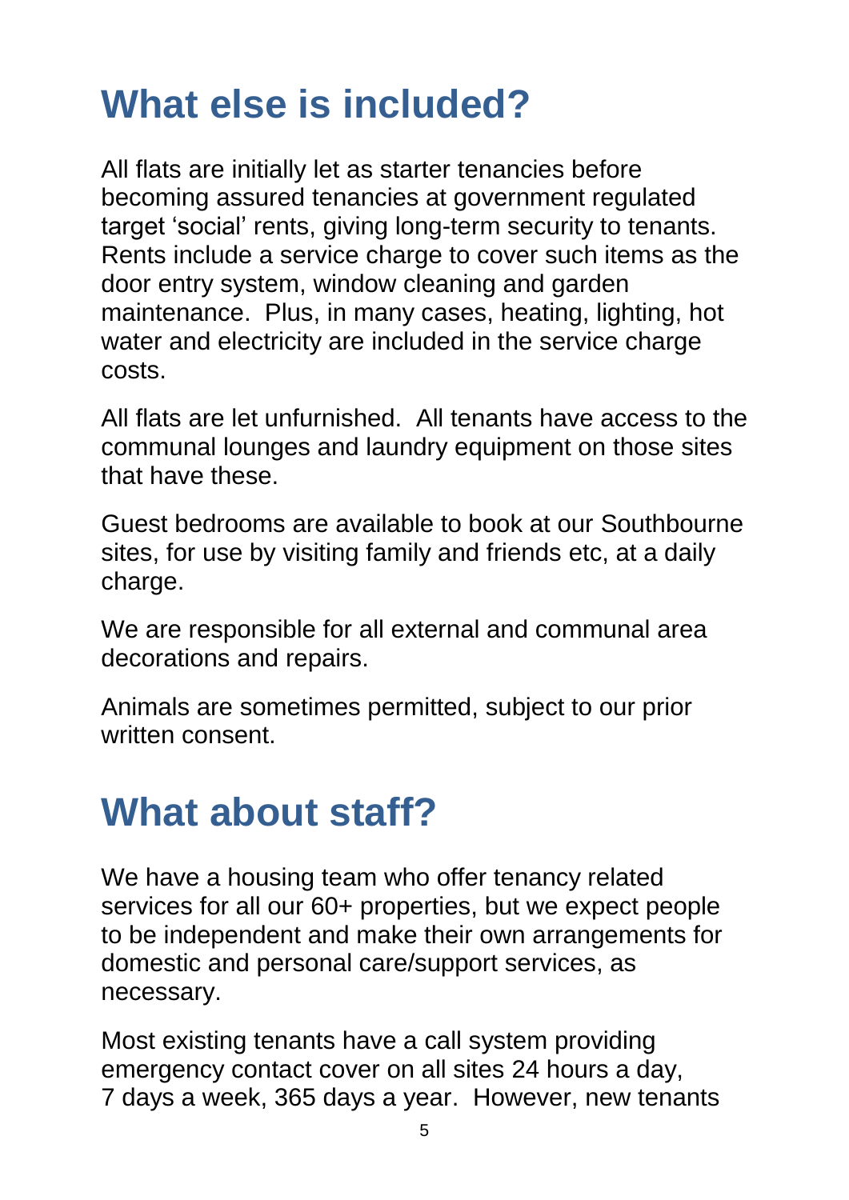# What else is included?

All flats are initially let as starter tenancies before becoming assured tenancies at government regulated target 'social' rents, giving long-term security to tenants. Rents include a service charge to cover such items as the door entry system, window cleaning and garden maintenance. Plus, in many cases, heating, lighting, hot water and electricity are included in the service charge costs.

All flats are let unfurnished. All tenants have access to the communal lounges and laundry equipment on those sites that have these.

Guest bedrooms are available to book at our Southbourne sites, for use by visiting family and friends etc, at a daily charge.

We are responsible for all external and communal area decorations and repairs.

Animals are sometimes permitted, subject to our prior written consent.

# What about staff?

We have a housing team who offer tenancy related services for all our 60+ properties, but we expect people to be independent and make their own arrangements for domestic and personal care/support services, as necessary.

Most existing tenants have a call system providing emergency contact cover on all sites 24 hours a day, 7 days a week, 365 days a year. However, new tenants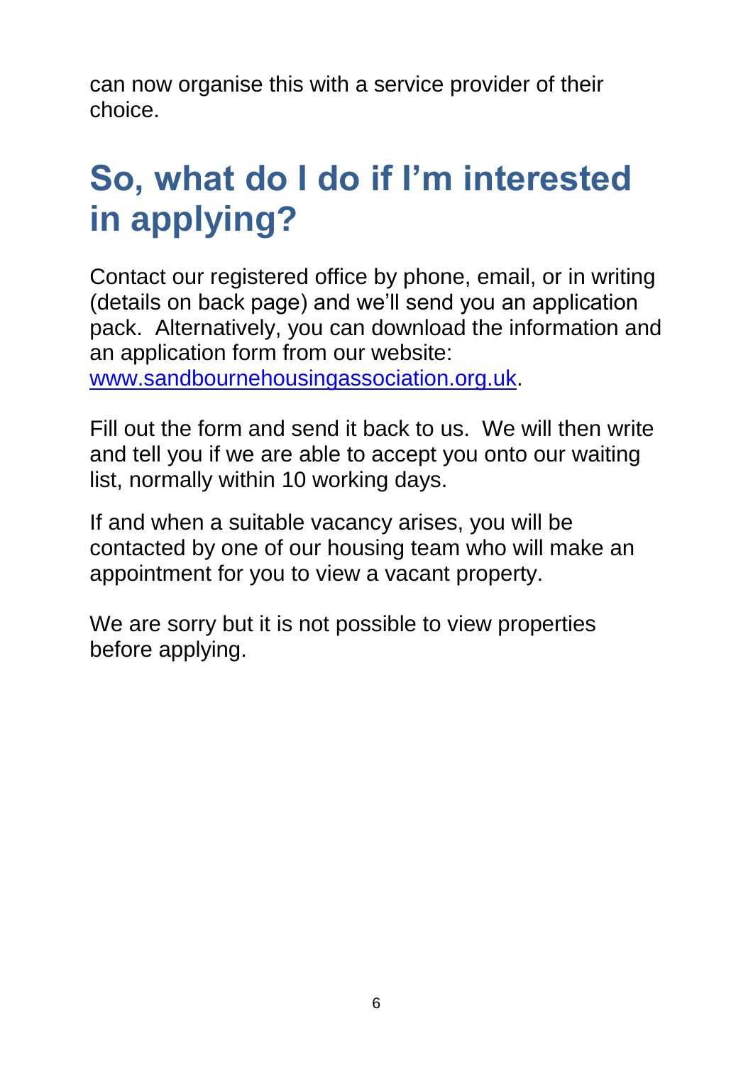can now organise this with a service provider of their choice.

# So, what do I do if I'm interested in applying?

Contact our registered office by phone, email, or in writing (details on back page) and we'll send you an application pack. Alternatively, you can download the information and an application form from our website: [www.sandbournehousingassociation.org.uk](http://www.sandbournehousingassociation.org.uk).

Fill out the form and send it back to us. We will then write and tell you if we are able to accept you onto our waiting list, normally within 10 working days.

If and when a suitable vacancy arises, you will be contacted by one of our housing team who will make an appointment for you to view a vacant property.

We are sorry but it is not possible to view properties before applying.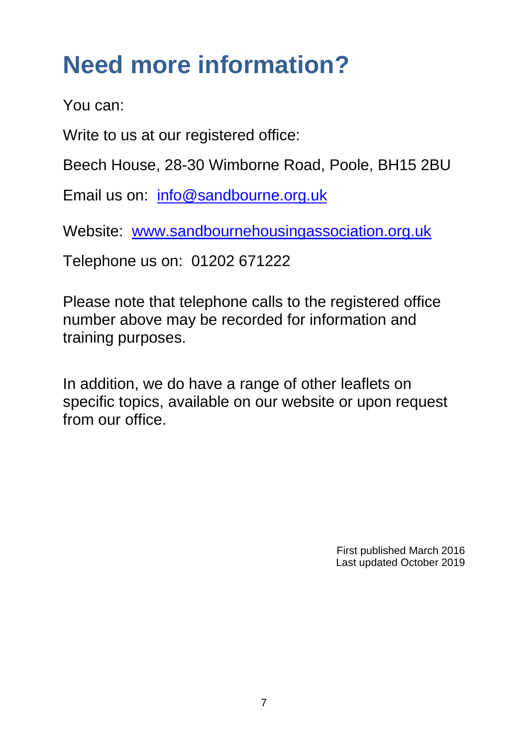# Need more information?

You can:

Write to us at our registered office:

Beech House, 28-30 Wimborne Road, Poole, BH15 2BU

Email us on: info@sandbourne.org.uk

Website: www.sandbournehousingassociation.org.uk

Telephone us on: 01202 671222

Please note that telephone calls to the registered office number above may be recorded for information and training purposes.

In addition, we do have a range of other leaflets on specific topics, available on our website or upon request from our office.

First published March 2016
Last updated October 2019